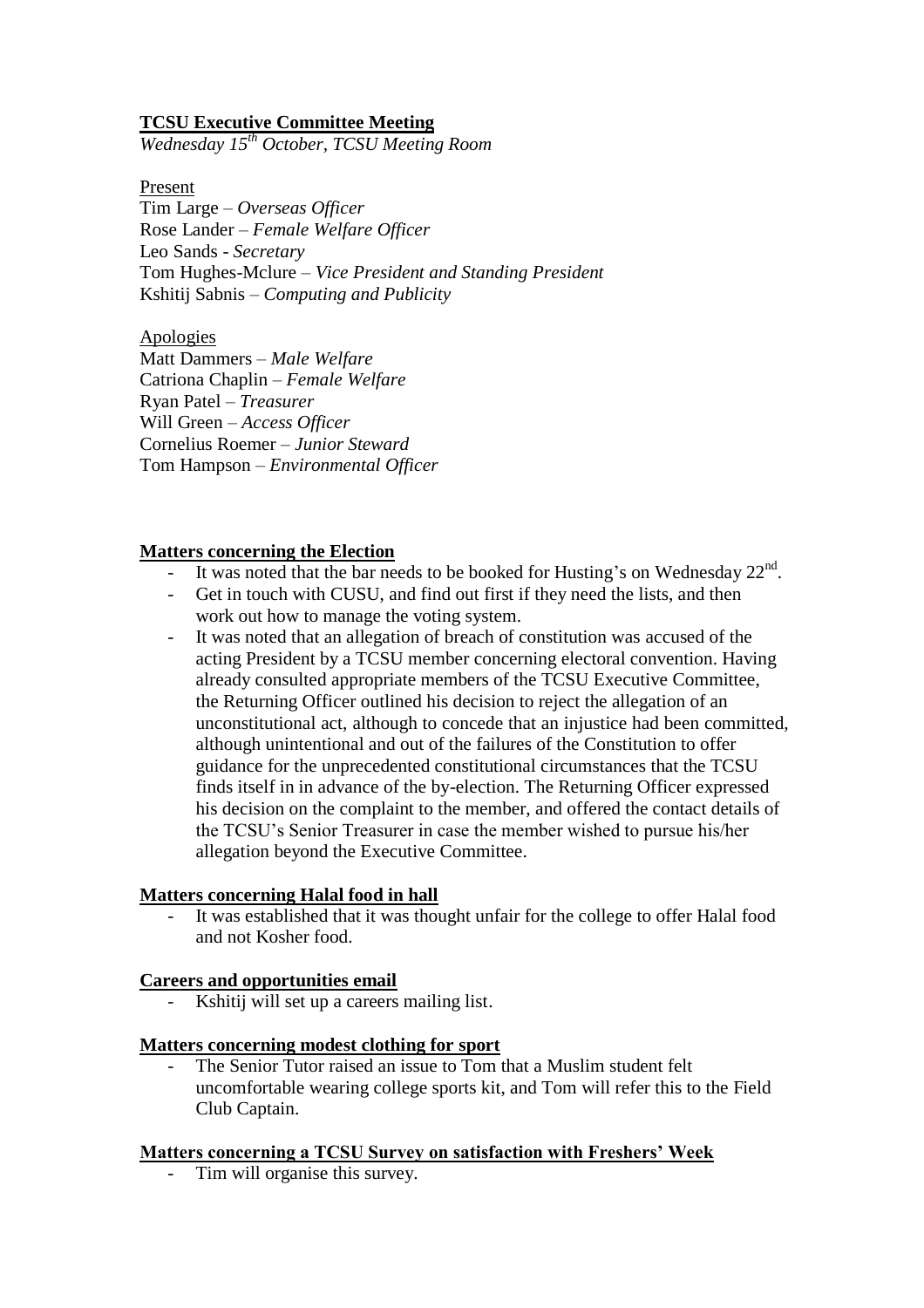**TCSU Executive Committee Meeting**

*Wednesday 15th October, TCSU Meeting Room*

Present

Tim Large – *Overseas Officer*
Rose Lander – *Female Welfare Officer*
Leo Sands - *Secretary*
Tom Hughes-Mclure – *Vice President and Standing President*
Kshitij Sabnis – *Computing and Publicity*

Apologies

Matt Dammers – *Male Welfare*
Catriona Chaplin – *Female Welfare*
Ryan Patel – *Treasurer*
Will Green – *Access Officer*
Cornelius Roemer – *Junior Steward*
Tom Hampson – *Environmental Officer*

**Matters concerning the Election**

- It was noted that the bar needs to be booked for Husting's on Wednesday 22nd.
- Get in touch with CUSU, and find out first if they need the lists, and then work out how to manage the voting system.
- It was noted that an allegation of breach of constitution was accused of the acting President by a TCSU member concerning electoral convention. Having already consulted appropriate members of the TCSU Executive Committee, the Returning Officer outlined his decision to reject the allegation of an unconstitutional act, although to concede that an injustice had been committed, although unintentional and out of the failures of the Constitution to offer guidance for the unprecedented constitutional circumstances that the TCSU finds itself in in advance of the by-election. The Returning Officer expressed his decision on the complaint to the member, and offered the contact details of the TCSU's Senior Treasurer in case the member wished to pursue his/her allegation beyond the Executive Committee.

**Matters concerning Halal food in hall**

- It was established that it was thought unfair for the college to offer Halal food and not Kosher food.

**Careers and opportunities email**

- Kshitij will set up a careers mailing list.

**Matters concerning modest clothing for sport**

- The Senior Tutor raised an issue to Tom that a Muslim student felt uncomfortable wearing college sports kit, and Tom will refer this to the Field Club Captain.

**Matters concerning a TCSU Survey on satisfaction with Freshers' Week**

- Tim will organise this survey.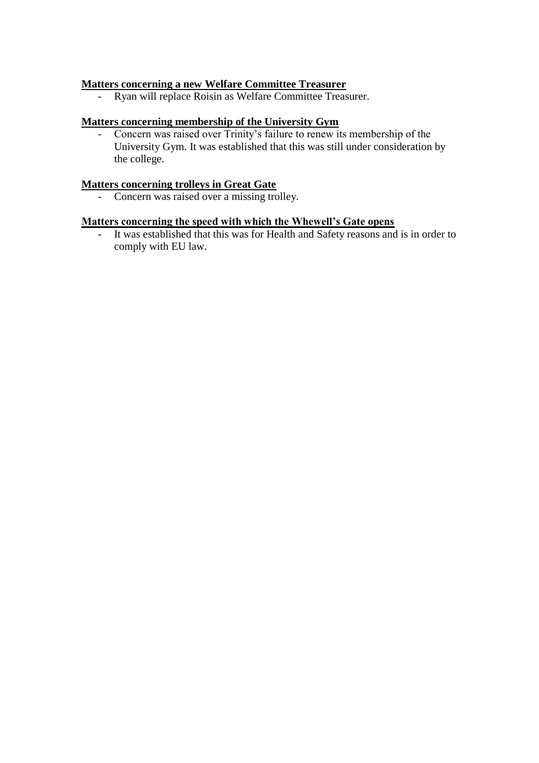**Matters concerning a new Welfare Committee Treasurer**

- Ryan will replace Roisin as Welfare Committee Treasurer.

**Matters concerning membership of the University Gym**

- Concern was raised over Trinity's failure to renew its membership of the University Gym. It was established that this was still under consideration by the college.

**Matters concerning trolleys in Great Gate**

- Concern was raised over a missing trolley.

**Matters concerning the speed with which the Whewell's Gate opens**

- It was established that this was for Health and Safety reasons and is in order to comply with EU law.